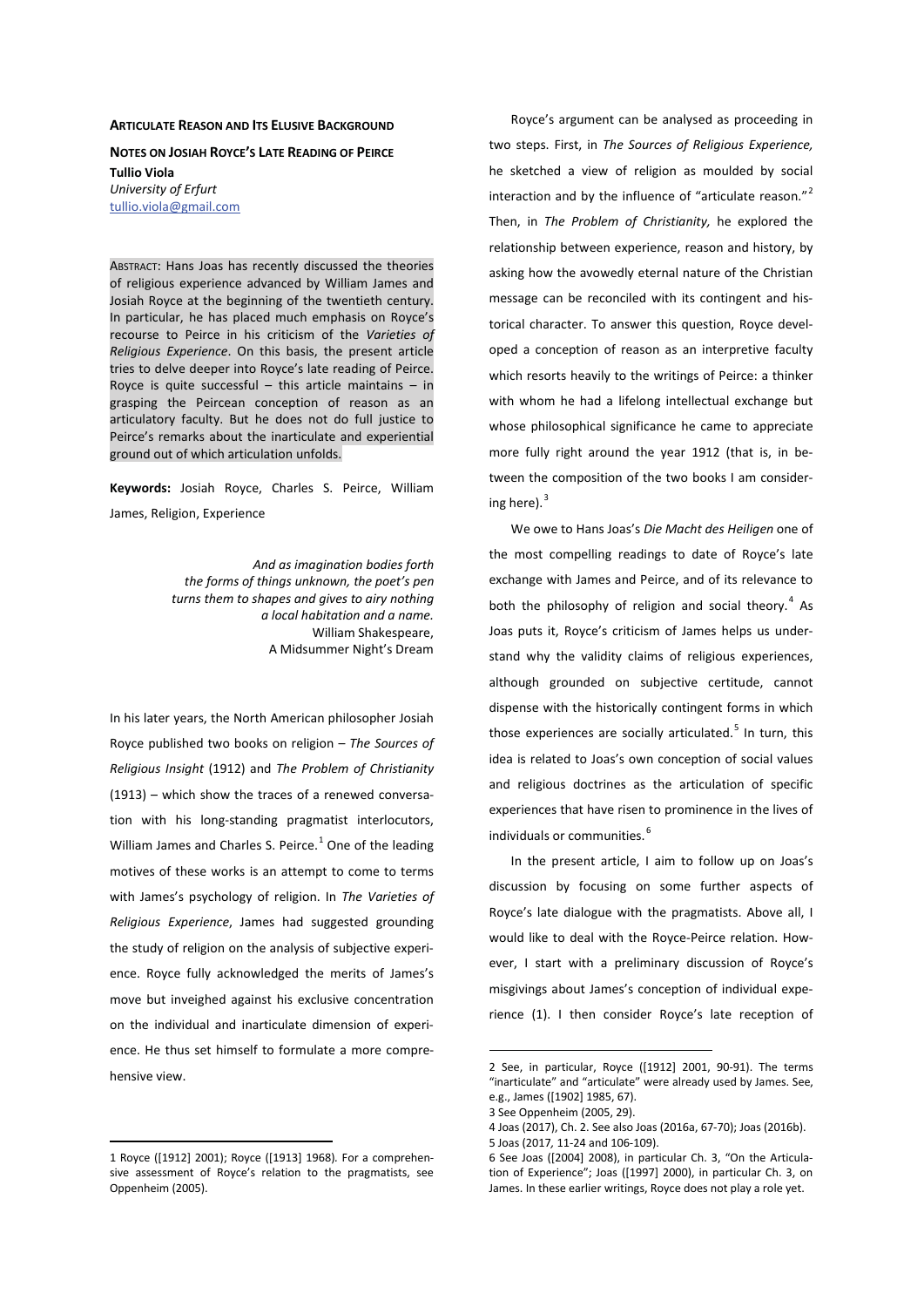**ARTICULATE REASON AND ITS ELUSIVE BACKGROUND**

**NOTES ON JOSIAH ROYCE'S LATE READING OF PEIRCE**

**Tullio Viola**
*University of Erfurt*
tullio.viola@gmail.com

ABSTRACT: Hans Joas has recently discussed the theories of religious experience advanced by William James and Josiah Royce at the beginning of the twentieth century. In particular, he has placed much emphasis on Royce's recourse to Peirce in his criticism of the *Varieties of Religious Experience*. On this basis, the present article tries to delve deeper into Royce's late reading of Peirce. Royce is quite successful – this article maintains – in grasping the Peircean conception of reason as an articulatory faculty. But he does not do full justice to Peirce's remarks about the inarticulate and experiential ground out of which articulation unfolds.

**Keywords:** Josiah Royce, Charles S. Peirce, William James, Religion, Experience

> *And as imagination bodies forth*
> *the forms of things unknown, the poet's pen*
> *turns them to shapes and gives to airy nothing*
> *a local habitation and a name.*
> William Shakespeare,
> A Midsummer Night's Dream

In his later years, the North American philosopher Josiah Royce published two books on religion – *The Sources of Religious Insight* (1912) and *The Problem of Christianity* (1913) – which show the traces of a renewed conversation with his long-standing pragmatist interlocutors, William James and Charles S. Peirce.[1] One of the leading motives of these works is an attempt to come to terms with James's psychology of religion. In *The Varieties of Religious Experience*, James had suggested grounding the study of religion on the analysis of subjective experience. Royce fully acknowledged the merits of James's move but inveighed against his exclusive concentration on the individual and inarticulate dimension of experience. He thus set himself to formulate a more comprehensive view.

Royce's argument can be analysed as proceeding in two steps. First, in *The Sources of Religious Experience,* he sketched a view of religion as moulded by social interaction and by the influence of "articulate reason."[2] Then, in *The Problem of Christianity,* he explored the relationship between experience, reason and history, by asking how the avowedly eternal nature of the Christian message can be reconciled with its contingent and historical character. To answer this question, Royce developed a conception of reason as an interpretive faculty which resorts heavily to the writings of Peirce: a thinker with whom he had a lifelong intellectual exchange but whose philosophical significance he came to appreciate more fully right around the year 1912 (that is, in between the composition of the two books I am considering here).[3]

We owe to Hans Joas's *Die Macht des Heiligen* one of the most compelling readings to date of Royce's late exchange with James and Peirce, and of its relevance to both the philosophy of religion and social theory.[4] As Joas puts it, Royce's criticism of James helps us understand why the validity claims of religious experiences, although grounded on subjective certitude, cannot dispense with the historically contingent forms in which those experiences are socially articulated.[5] In turn, this idea is related to Joas's own conception of social values and religious doctrines as the articulation of specific experiences that have risen to prominence in the lives of individuals or communities.[6]

In the present article, I aim to follow up on Joas's discussion by focusing on some further aspects of Royce's late dialogue with the pragmatists. Above all, I would like to deal with the Royce-Peirce relation. However, I start with a preliminary discussion of Royce's misgivings about James's conception of individual experience (1). I then consider Royce's late reception of

---

1 Royce ([1912] 2001); Royce ([1913] 1968). For a comprehensive assessment of Royce's relation to the pragmatists, see Oppenheim (2005).

2 See, in particular, Royce ([1912] 2001, 90-91). The terms "inarticulate" and "articulate" were already used by James. See, e.g., James ([1902] 1985, 67).

3 See Oppenheim (2005, 29).

4 Joas (2017), Ch. 2. See also Joas (2016a, 67-70); Joas (2016b).

5 Joas (2017, 11-24 and 106-109).

6 See Joas ([2004] 2008), in particular Ch. 3, "On the Articulation of Experience"; Joas ([1997] 2000), in particular Ch. 3, on James. In these earlier writings, Royce does not play a role yet.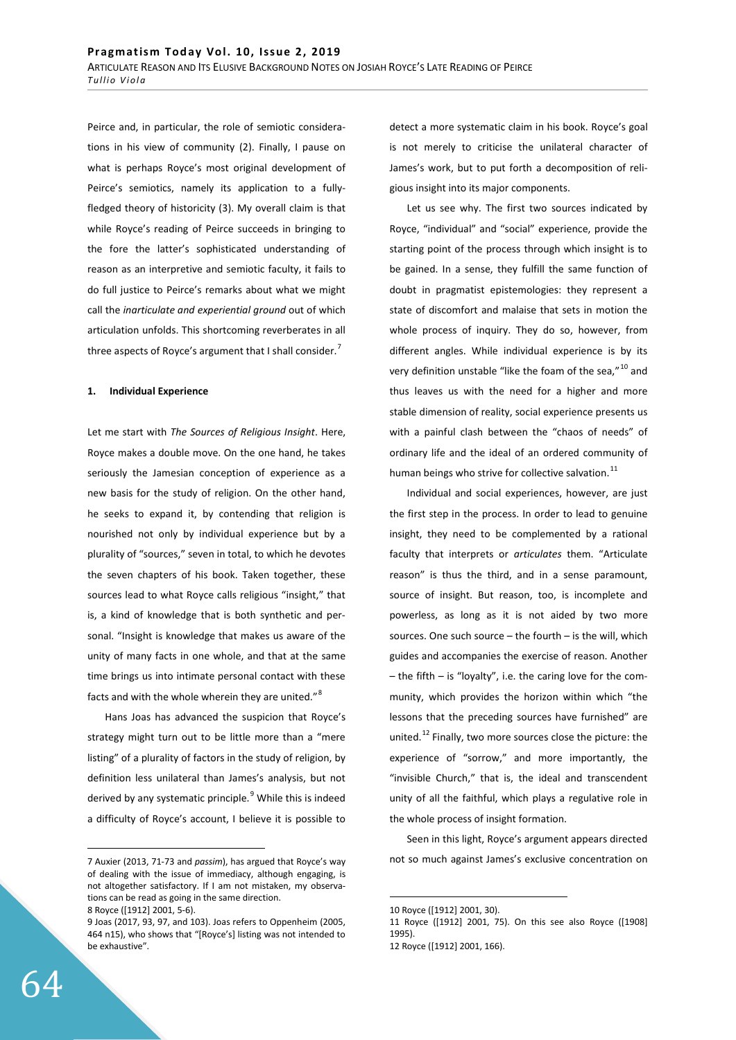Peirce and, in particular, the role of semiotic considerations in his view of community (2). Finally, I pause on what is perhaps Royce's most original development of Peirce's semiotics, namely its application to a fully-fledged theory of historicity (3). My overall claim is that while Royce's reading of Peirce succeeds in bringing to the fore the latter's sophisticated understanding of reason as an interpretive and semiotic faculty, it fails to do full justice to Peirce's remarks about what we might call the *inarticulate and experiential ground* out of which articulation unfolds. This shortcoming reverberates in all three aspects of Royce's argument that I shall consider.[7]

## 1. Individual Experience

Let me start with *The Sources of Religious Insight*. Here, Royce makes a double move. On the one hand, he takes seriously the Jamesian conception of experience as a new basis for the study of religion. On the other hand, he seeks to expand it, by contending that religion is nourished not only by individual experience but by a plurality of "sources," seven in total, to which he devotes the seven chapters of his book. Taken together, these sources lead to what Royce calls religious "insight," that is, a kind of knowledge that is both synthetic and personal. "Insight is knowledge that makes us aware of the unity of many facts in one whole, and that at the same time brings us into intimate personal contact with these facts and with the whole wherein they are united."[8]

Hans Joas has advanced the suspicion that Royce's strategy might turn out to be little more than a "mere listing" of a plurality of factors in the study of religion, by definition less unilateral than James's analysis, but not derived by any systematic principle.[9] While this is indeed a difficulty of Royce's account, I believe it is possible to detect a more systematic claim in his book. Royce's goal is not merely to criticise the unilateral character of James's work, but to put forth a decomposition of religious insight into its major components.

Let us see why. The first two sources indicated by Royce, "individual" and "social" experience, provide the starting point of the process through which insight is to be gained. In a sense, they fulfill the same function of doubt in pragmatist epistemologies: they represent a state of discomfort and malaise that sets in motion the whole process of inquiry. They do so, however, from different angles. While individual experience is by its very definition unstable "like the foam of the sea,"[10] and thus leaves us with the need for a higher and more stable dimension of reality, social experience presents us with a painful clash between the "chaos of needs" of ordinary life and the ideal of an ordered community of human beings who strive for collective salvation.[11]

Individual and social experiences, however, are just the first step in the process. In order to lead to genuine insight, they need to be complemented by a rational faculty that interprets or *articulates* them. "Articulate reason" is thus the third, and in a sense paramount, source of insight. But reason, too, is incomplete and powerless, as long as it is not aided by two more sources. One such source – the fourth – is the will, which guides and accompanies the exercise of reason. Another – the fifth – is "loyalty", i.e. the caring love for the community, which provides the horizon within which "the lessons that the preceding sources have furnished" are united.[12] Finally, two more sources close the picture: the experience of "sorrow," and more importantly, the "invisible Church," that is, the ideal and transcendent unity of all the faithful, which plays a regulative role in the whole process of insight formation.

Seen in this light, Royce's argument appears directed not so much against James's exclusive concentration on

---

7 Auxier (2013, 71-73 and *passim*), has argued that Royce's way of dealing with the issue of immediacy, although engaging, is not altogether satisfactory. If I am not mistaken, my observations can be read as going in the same direction.

8 Royce ([1912] 2001, 5-6).

9 Joas (2017, 93, 97, and 103). Joas refers to Oppenheim (2005, 464 n15), who shows that "[Royce's] listing was not intended to be exhaustive".

10 Royce ([1912] 2001, 30).

11 Royce ([1912] 2001, 75). On this see also Royce ([1908] 1995).

12 Royce ([1912] 2001, 166).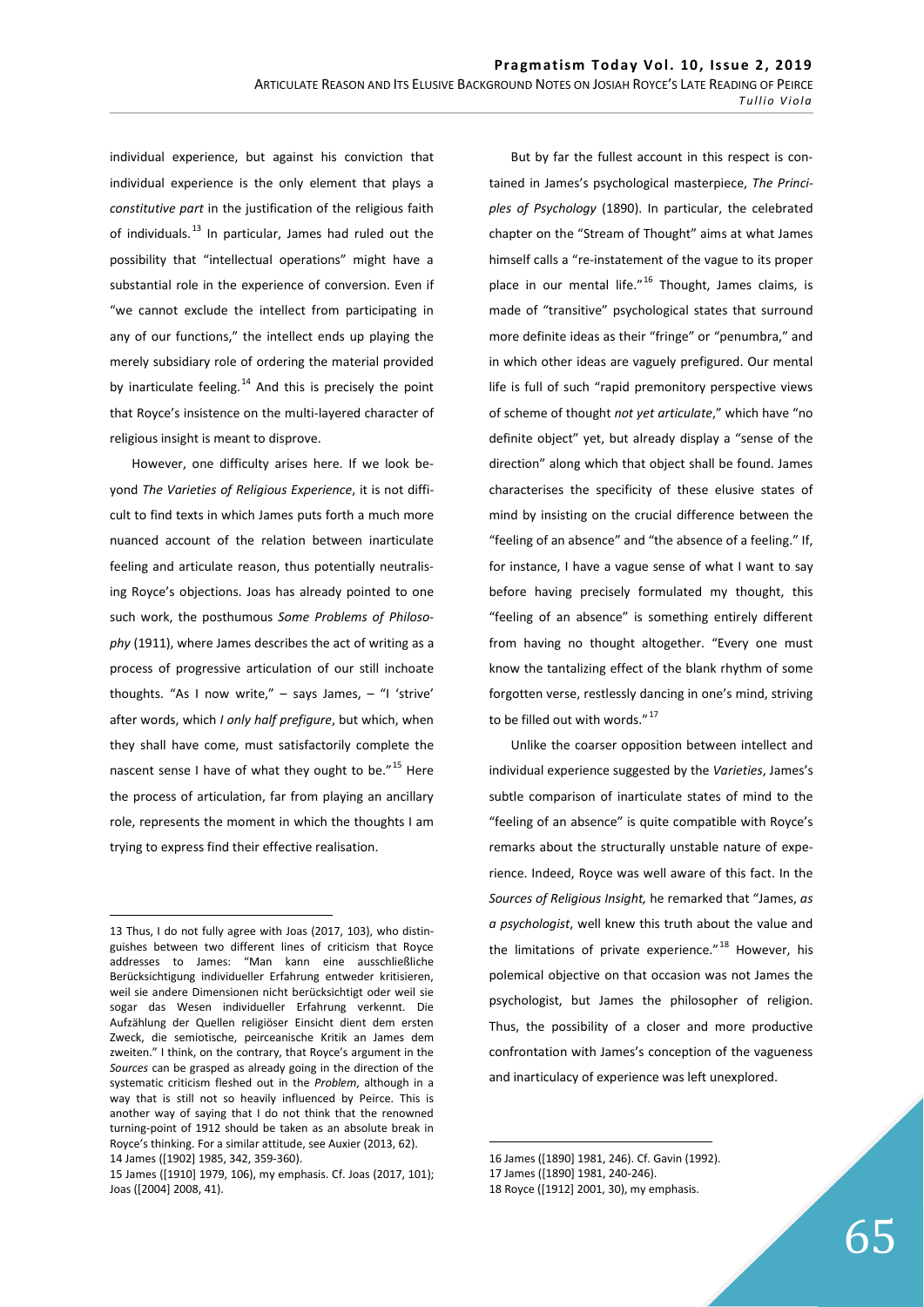individual experience, but against his conviction that individual experience is the only element that plays a *constitutive part* in the justification of the religious faith of individuals.[13] In particular, James had ruled out the possibility that "intellectual operations" might have a substantial role in the experience of conversion. Even if "we cannot exclude the intellect from participating in any of our functions," the intellect ends up playing the merely subsidiary role of ordering the material provided by inarticulate feeling.[14] And this is precisely the point that Royce's insistence on the multi-layered character of religious insight is meant to disprove.

However, one difficulty arises here. If we look beyond *The Varieties of Religious Experience*, it is not difficult to find texts in which James puts forth a much more nuanced account of the relation between inarticulate feeling and articulate reason, thus potentially neutralising Royce's objections. Joas has already pointed to one such work, the posthumous *Some Problems of Philosophy* (1911), where James describes the act of writing as a process of progressive articulation of our still inchoate thoughts. "As I now write," – says James, – "I 'strive' after words, which *I only half prefigure*, but which, when they shall have come, must satisfactorily complete the nascent sense I have of what they ought to be."[15] Here the process of articulation, far from playing an ancillary role, represents the moment in which the thoughts I am trying to express find their effective realisation.

But by far the fullest account in this respect is contained in James's psychological masterpiece, *The Principles of Psychology* (1890). In particular, the celebrated chapter on the "Stream of Thought" aims at what James himself calls a "re-instatement of the vague to its proper place in our mental life."[16] Thought, James claims, is made of "transitive" psychological states that surround more definite ideas as their "fringe" or "penumbra," and in which other ideas are vaguely prefigured. Our mental life is full of such "rapid premonitory perspective views of scheme of thought *not yet articulate*," which have "no definite object" yet, but already display a "sense of the direction" along which that object shall be found. James characterises the specificity of these elusive states of mind by insisting on the crucial difference between the "feeling of an absence" and "the absence of a feeling." If, for instance, I have a vague sense of what I want to say before having precisely formulated my thought, this "feeling of an absence" is something entirely different from having no thought altogether. "Every one must know the tantalizing effect of the blank rhythm of some forgotten verse, restlessly dancing in one's mind, striving to be filled out with words."[17]

Unlike the coarser opposition between intellect and individual experience suggested by the *Varieties*, James's subtle comparison of inarticulate states of mind to the "feeling of an absence" is quite compatible with Royce's remarks about the structurally unstable nature of experience. Indeed, Royce was well aware of this fact. In the *Sources of Religious Insight,* he remarked that "James, *as a psychologist*, well knew this truth about the value and the limitations of private experience."[18] However, his polemical objective on that occasion was not James the psychologist, but James the philosopher of religion. Thus, the possibility of a closer and more productive confrontation with James's conception of the vagueness and inarticulacy of experience was left unexplored.

---

13 Thus, I do not fully agree with Joas (2017, 103), who distinguishes between two different lines of criticism that Royce addresses to James: "Man kann eine ausschließliche Berücksichtigung individueller Erfahrung entweder kritisieren, weil sie andere Dimensionen nicht berücksichtigt oder weil sie sogar das Wesen individueller Erfahrung verkennt. Die Aufzählung der Quellen religiöser Einsicht dient dem ersten Zweck, die semiotische, peirceanische Kritik an James dem zweiten." I think, on the contrary, that Royce's argument in the *Sources* can be grasped as already going in the direction of the systematic criticism fleshed out in the *Problem*, although in a way that is still not so heavily influenced by Peirce. This is another way of saying that I do not think that the renowned turning-point of 1912 should be taken as an absolute break in Royce's thinking. For a similar attitude, see Auxier (2013, 62).

14 James ([1902] 1985, 342, 359-360).

15 James ([1910] 1979, 106), my emphasis. Cf. Joas (2017, 101); Joas ([2004] 2008, 41).

16 James ([1890] 1981, 246). Cf. Gavin (1992).

17 James ([1890] 1981, 240-246).

18 Royce ([1912] 2001, 30), my emphasis.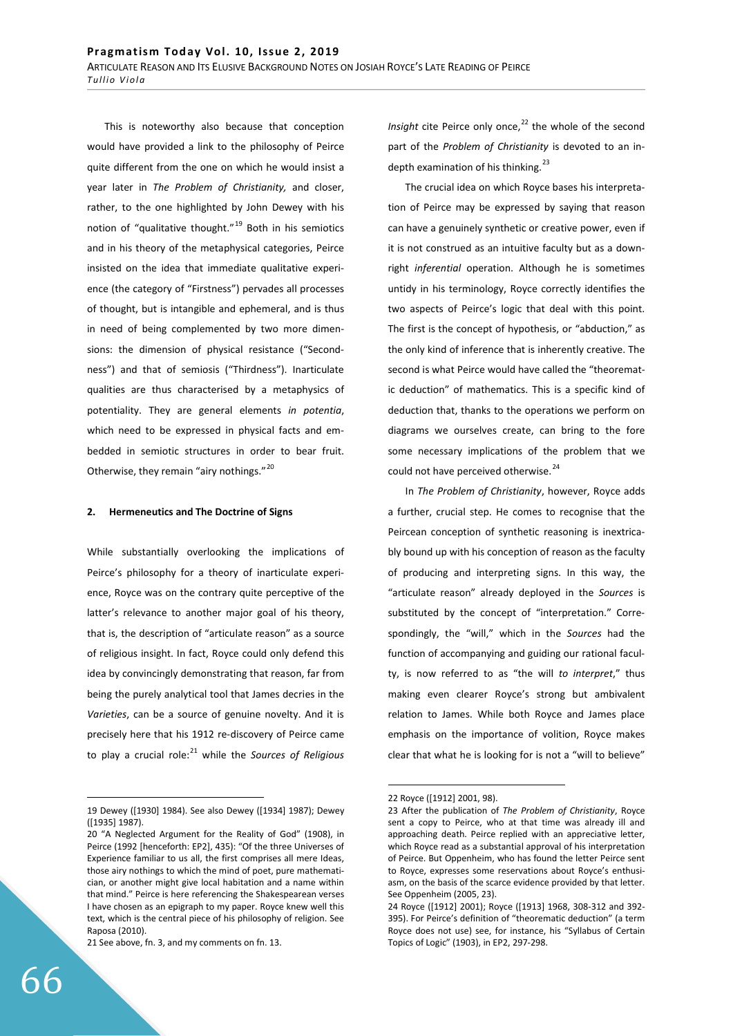This is noteworthy also because that conception would have provided a link to the philosophy of Peirce quite different from the one on which he would insist a year later in *The Problem of Christianity,* and closer, rather, to the one highlighted by John Dewey with his notion of "qualitative thought."[19] Both in his semiotics and in his theory of the metaphysical categories, Peirce insisted on the idea that immediate qualitative experience (the category of "Firstness") pervades all processes of thought, but is intangible and ephemeral, and is thus in need of being complemented by two more dimensions: the dimension of physical resistance ("Secondness") and that of semiosis ("Thirdness"). Inarticulate qualities are thus characterised by a metaphysics of potentiality. They are general elements *in potentia*, which need to be expressed in physical facts and embedded in semiotic structures in order to bear fruit. Otherwise, they remain "airy nothings."[20]

## 2. Hermeneutics and The Doctrine of Signs

While substantially overlooking the implications of Peirce's philosophy for a theory of inarticulate experience, Royce was on the contrary quite perceptive of the latter's relevance to another major goal of his theory, that is, the description of "articulate reason" as a source of religious insight. In fact, Royce could only defend this idea by convincingly demonstrating that reason, far from being the purely analytical tool that James decries in the *Varieties*, can be a source of genuine novelty. And it is precisely here that his 1912 re-discovery of Peirce came to play a crucial role:[21] while the *Sources of Religious Insight* cite Peirce only once,[22] the whole of the second part of the *Problem of Christianity* is devoted to an in-depth examination of his thinking.[23]

The crucial idea on which Royce bases his interpretation of Peirce may be expressed by saying that reason can have a genuinely synthetic or creative power, even if it is not construed as an intuitive faculty but as a downright *inferential* operation. Although he is sometimes untidy in his terminology, Royce correctly identifies the two aspects of Peirce's logic that deal with this point. The first is the concept of hypothesis, or "abduction," as the only kind of inference that is inherently creative. The second is what Peirce would have called the "theorematic deduction" of mathematics. This is a specific kind of deduction that, thanks to the operations we perform on diagrams we ourselves create, can bring to the fore some necessary implications of the problem that we could not have perceived otherwise.[24]

In *The Problem of Christianity*, however, Royce adds a further, crucial step. He comes to recognise that the Peircean conception of synthetic reasoning is inextricably bound up with his conception of reason as the faculty of producing and interpreting signs. In this way, the "articulate reason" already deployed in the *Sources* is substituted by the concept of "interpretation." Correspondingly, the "will," which in the *Sources* had the function of accompanying and guiding our rational faculty, is now referred to as "the will *to interpret*," thus making even clearer Royce's strong but ambivalent relation to James. While both Royce and James place emphasis on the importance of volition, Royce makes clear that what he is looking for is not a "will to believe"

---

19 Dewey ([1930] 1984). See also Dewey ([1934] 1987); Dewey ([1935] 1987).

20 "A Neglected Argument for the Reality of God" (1908), in Peirce (1992 [henceforth: EP2], 435): "Of the three Universes of Experience familiar to us all, the first comprises all mere Ideas, those airy nothings to which the mind of poet, pure mathematician, or another might give local habitation and a name within that mind." Peirce is here referencing the Shakespearean verses I have chosen as an epigraph to my paper. Royce knew well this text, which is the central piece of his philosophy of religion. See Raposa (2010).

21 See above, fn. 3, and my comments on fn. 13.

22 Royce ([1912] 2001, 98).

23 After the publication of *The Problem of Christianity*, Royce sent a copy to Peirce, who at that time was already ill and approaching death. Peirce replied with an appreciative letter, which Royce read as a substantial approval of his interpretation of Peirce. But Oppenheim, who has found the letter Peirce sent to Royce, expresses some reservations about Royce's enthusiasm, on the basis of the scarce evidence provided by that letter. See Oppenheim (2005, 23).

24 Royce ([1912] 2001); Royce ([1913] 1968, 308-312 and 392-395). For Peirce's definition of "theorematic deduction" (a term Royce does not use) see, for instance, his "Syllabus of Certain Topics of Logic" (1903), in EP2, 297-298.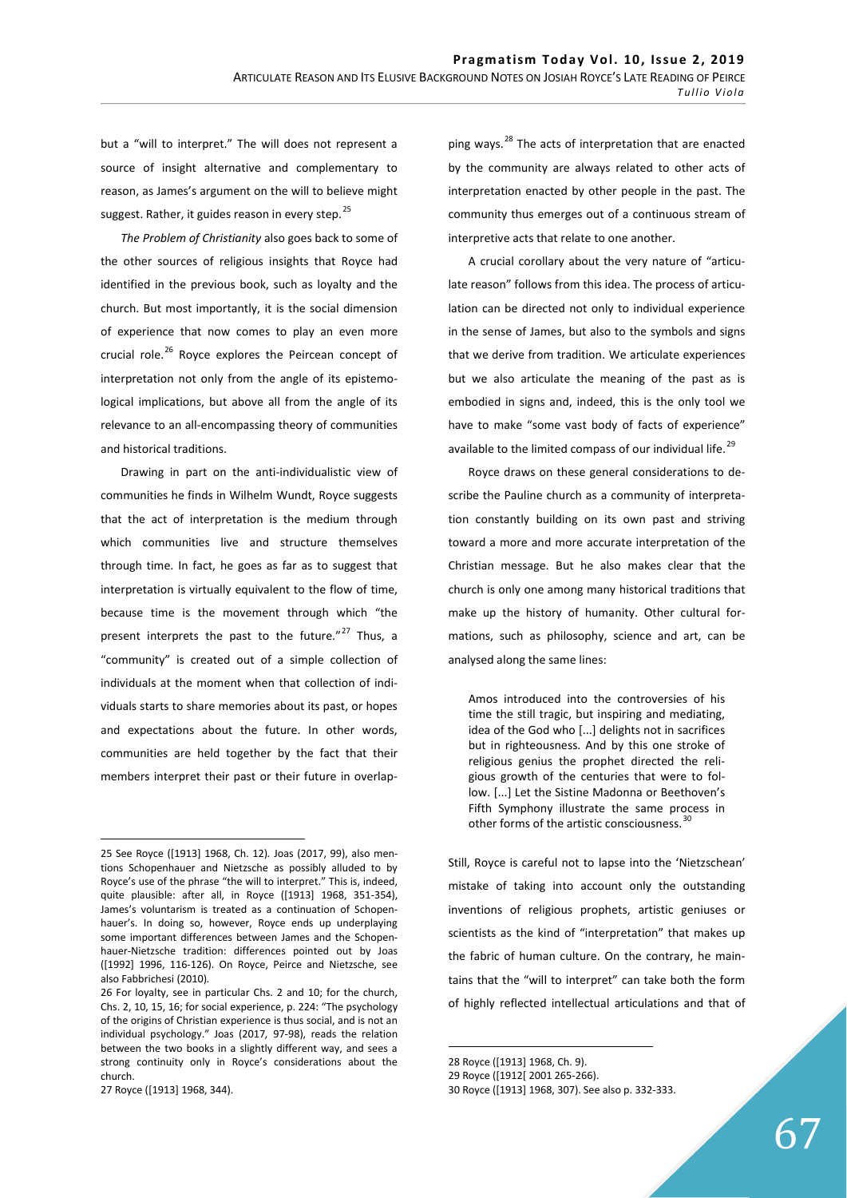but a "will to interpret." The will does not represent a source of insight alternative and complementary to reason, as James's argument on the will to believe might suggest. Rather, it guides reason in every step.[25]

*The Problem of Christianity* also goes back to some of the other sources of religious insights that Royce had identified in the previous book, such as loyalty and the church. But most importantly, it is the social dimension of experience that now comes to play an even more crucial role.[26] Royce explores the Peircean concept of interpretation not only from the angle of its epistemological implications, but above all from the angle of its relevance to an all-encompassing theory of communities and historical traditions.

Drawing in part on the anti-individualistic view of communities he finds in Wilhelm Wundt, Royce suggests that the act of interpretation is the medium through which communities live and structure themselves through time. In fact, he goes as far as to suggest that interpretation is virtually equivalent to the flow of time, because time is the movement through which "the present interprets the past to the future."[27] Thus, a "community" is created out of a simple collection of individuals at the moment when that collection of individuals starts to share memories about its past, or hopes and expectations about the future. In other words, communities are held together by the fact that their members interpret their past or their future in overlapping ways.[28] The acts of interpretation that are enacted by the community are always related to other acts of interpretation enacted by other people in the past. The community thus emerges out of a continuous stream of interpretive acts that relate to one another.

A crucial corollary about the very nature of "articulate reason" follows from this idea. The process of articulation can be directed not only to individual experience in the sense of James, but also to the symbols and signs that we derive from tradition. We articulate experiences but we also articulate the meaning of the past as is embodied in signs and, indeed, this is the only tool we have to make "some vast body of facts of experience" available to the limited compass of our individual life.[29]

Royce draws on these general considerations to describe the Pauline church as a community of interpretation constantly building on its own past and striving toward a more and more accurate interpretation of the Christian message. But he also makes clear that the church is only one among many historical traditions that make up the history of humanity. Other cultural formations, such as philosophy, science and art, can be analysed along the same lines:

> Amos introduced into the controversies of his time the still tragic, but inspiring and mediating, idea of the God who [...] delights not in sacrifices but in righteousness. And by this one stroke of religious genius the prophet directed the religious growth of the centuries that were to follow. [...] Let the Sistine Madonna or Beethoven's Fifth Symphony illustrate the same process in other forms of the artistic consciousness.[30]

Still, Royce is careful not to lapse into the 'Nietzschean' mistake of taking into account only the outstanding inventions of religious prophets, artistic geniuses or scientists as the kind of "interpretation" that makes up the fabric of human culture. On the contrary, he maintains that the "will to interpret" can take both the form of highly reflected intellectual articulations and that of

---

25 See Royce ([1913] 1968, Ch. 12). Joas (2017, 99), also mentions Schopenhauer and Nietzsche as possibly alluded to by Royce's use of the phrase "the will to interpret." This is, indeed, quite plausible: after all, in Royce ([1913] 1968, 351-354), James's voluntarism is treated as a continuation of Schopenhauer's. In doing so, however, Royce ends up underplaying some important differences between James and the Schopenhauer-Nietzsche tradition: differences pointed out by Joas ([1992] 1996, 116-126). On Royce, Peirce and Nietzsche, see also Fabbrichesi (2010).

26 For loyalty, see in particular Chs. 2 and 10; for the church, Chs. 2, 10, 15, 16; for social experience, p. 224: "The psychology of the origins of Christian experience is thus social, and is not an individual psychology." Joas (2017, 97-98), reads the relation between the two books in a slightly different way, and sees a strong continuity only in Royce's considerations about the church.

27 Royce ([1913] 1968, 344).

28 Royce ([1913] 1968, Ch. 9).

29 Royce ([1912[ 2001 265-266).

30 Royce ([1913] 1968, 307). See also p. 332-333.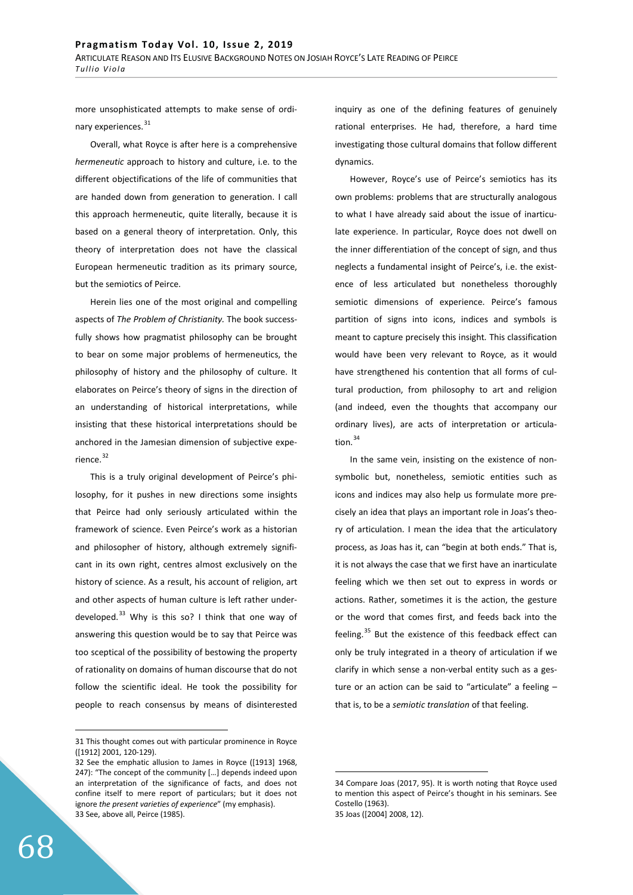more unsophisticated attempts to make sense of ordinary experiences.[31]

Overall, what Royce is after here is a comprehensive *hermeneutic* approach to history and culture, i.e. to the different objectifications of the life of communities that are handed down from generation to generation. I call this approach hermeneutic, quite literally, because it is based on a general theory of interpretation. Only, this theory of interpretation does not have the classical European hermeneutic tradition as its primary source, but the semiotics of Peirce.

Herein lies one of the most original and compelling aspects of *The Problem of Christianity*. The book successfully shows how pragmatist philosophy can be brought to bear on some major problems of hermeneutics, the philosophy of history and the philosophy of culture. It elaborates on Peirce's theory of signs in the direction of an understanding of historical interpretations, while insisting that these historical interpretations should be anchored in the Jamesian dimension of subjective experience.[32]

This is a truly original development of Peirce's philosophy, for it pushes in new directions some insights that Peirce had only seriously articulated within the framework of science. Even Peirce's work as a historian and philosopher of history, although extremely significant in its own right, centres almost exclusively on the history of science. As a result, his account of religion, art and other aspects of human culture is left rather underdeveloped.[33] Why is this so? I think that one way of answering this question would be to say that Peirce was too sceptical of the possibility of bestowing the property of rationality on domains of human discourse that do not follow the scientific ideal. He took the possibility for people to reach consensus by means of disinterested inquiry as one of the defining features of genuinely rational enterprises. He had, therefore, a hard time investigating those cultural domains that follow different dynamics.

However, Royce's use of Peirce's semiotics has its own problems: problems that are structurally analogous to what I have already said about the issue of inarticulate experience. In particular, Royce does not dwell on the inner differentiation of the concept of sign, and thus neglects a fundamental insight of Peirce's, i.e. the existence of less articulated but nonetheless thoroughly semiotic dimensions of experience. Peirce's famous partition of signs into icons, indices and symbols is meant to capture precisely this insight. This classification would have been very relevant to Royce, as it would have strengthened his contention that all forms of cultural production, from philosophy to art and religion (and indeed, even the thoughts that accompany our ordinary lives), are acts of interpretation or articulation.[34]

In the same vein, insisting on the existence of non-symbolic but, nonetheless, semiotic entities such as icons and indices may also help us formulate more precisely an idea that plays an important role in Joas's theory of articulation. I mean the idea that the articulatory process, as Joas has it, can "begin at both ends." That is, it is not always the case that we first have an inarticulate feeling which we then set out to express in words or actions. Rather, sometimes it is the action, the gesture or the word that comes first, and feeds back into the feeling.[35] But the existence of this feedback effect can only be truly integrated in a theory of articulation if we clarify in which sense a non-verbal entity such as a gesture or an action can be said to "articulate" a feeling – that is, to be a *semiotic translation* of that feeling.

---

31 This thought comes out with particular prominence in Royce ([1912] 2001, 120-129).

32 See the emphatic allusion to James in Royce ([1913] 1968, 247): "The concept of the community […] depends indeed upon an interpretation of the significance of facts, and does not confine itself to mere report of particulars; but it does not ignore *the present varieties of experience*" (my emphasis).

33 See, above all, Peirce (1985).

34 Compare Joas (2017, 95). It is worth noting that Royce used to mention this aspect of Peirce's thought in his seminars. See Costello (1963).

35 Joas ([2004] 2008, 12).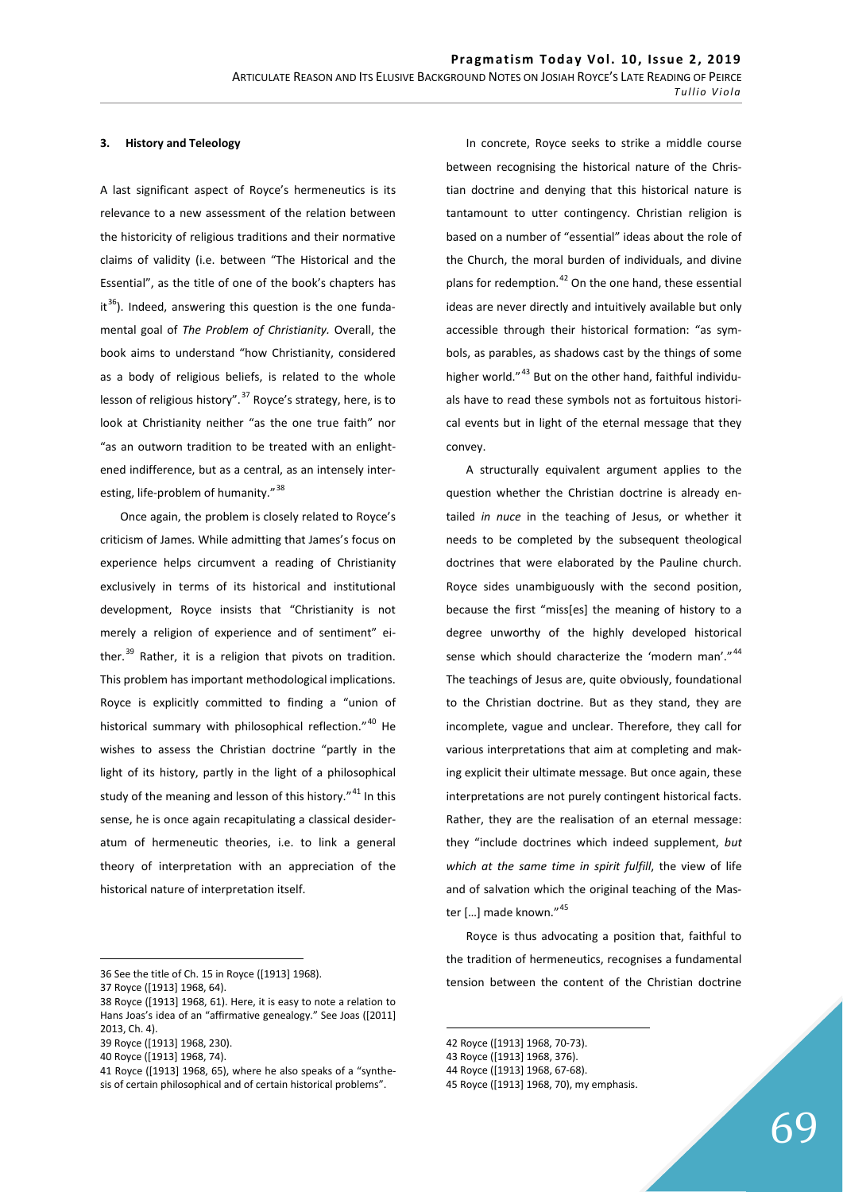### 3. History and Teleology

A last significant aspect of Royce's hermeneutics is its relevance to a new assessment of the relation between the historicity of religious traditions and their normative claims of validity (i.e. between "The Historical and the Essential", as the title of one of the book's chapters has it[36]). Indeed, answering this question is the one fundamental goal of *The Problem of Christianity.* Overall, the book aims to understand "how Christianity, considered as a body of religious beliefs, is related to the whole lesson of religious history".[37] Royce's strategy, here, is to look at Christianity neither "as the one true faith" nor "as an outworn tradition to be treated with an enlightened indifference, but as a central, as an intensely interesting, life-problem of humanity."[38]

Once again, the problem is closely related to Royce's criticism of James. While admitting that James's focus on experience helps circumvent a reading of Christianity exclusively in terms of its historical and institutional development, Royce insists that "Christianity is not merely a religion of experience and of sentiment" either.[39] Rather, it is a religion that pivots on tradition. This problem has important methodological implications. Royce is explicitly committed to finding a "union of historical summary with philosophical reflection."[40] He wishes to assess the Christian doctrine "partly in the light of its history, partly in the light of a philosophical study of the meaning and lesson of this history."[41] In this sense, he is once again recapitulating a classical desideratum of hermeneutic theories, i.e. to link a general theory of interpretation with an appreciation of the historical nature of interpretation itself.

In concrete, Royce seeks to strike a middle course between recognising the historical nature of the Christian doctrine and denying that this historical nature is tantamount to utter contingency. Christian religion is based on a number of "essential" ideas about the role of the Church, the moral burden of individuals, and divine plans for redemption.[42] On the one hand, these essential ideas are never directly and intuitively available but only accessible through their historical formation: "as symbols, as parables, as shadows cast by the things of some higher world."[43] But on the other hand, faithful individuals have to read these symbols not as fortuitous historical events but in light of the eternal message that they convey.

A structurally equivalent argument applies to the question whether the Christian doctrine is already entailed *in nuce* in the teaching of Jesus, or whether it needs to be completed by the subsequent theological doctrines that were elaborated by the Pauline church. Royce sides unambiguously with the second position, because the first "miss[es] the meaning of history to a degree unworthy of the highly developed historical sense which should characterize the 'modern man'."[44] The teachings of Jesus are, quite obviously, foundational to the Christian doctrine. But as they stand, they are incomplete, vague and unclear. Therefore, they call for various interpretations that aim at completing and making explicit their ultimate message. But once again, these interpretations are not purely contingent historical facts. Rather, they are the realisation of an eternal message: they "include doctrines which indeed supplement, *but which at the same time in spirit fulfill*, the view of life and of salvation which the original teaching of the Master […] made known."[45]

Royce is thus advocating a position that, faithful to the tradition of hermeneutics, recognises a fundamental tension between the content of the Christian doctrine

---

36 See the title of Ch. 15 in Royce ([1913] 1968).

37 Royce ([1913] 1968, 64).

38 Royce ([1913] 1968, 61). Here, it is easy to note a relation to Hans Joas's idea of an "affirmative genealogy." See Joas ([2011] 2013, Ch. 4).

39 Royce ([1913] 1968, 230).

40 Royce ([1913] 1968, 74).

41 Royce ([1913] 1968, 65), where he also speaks of a "synthesis of certain philosophical and of certain historical problems".

42 Royce ([1913] 1968, 70-73).

43 Royce ([1913] 1968, 376).

44 Royce ([1913] 1968, 67-68).

45 Royce ([1913] 1968, 70), my emphasis.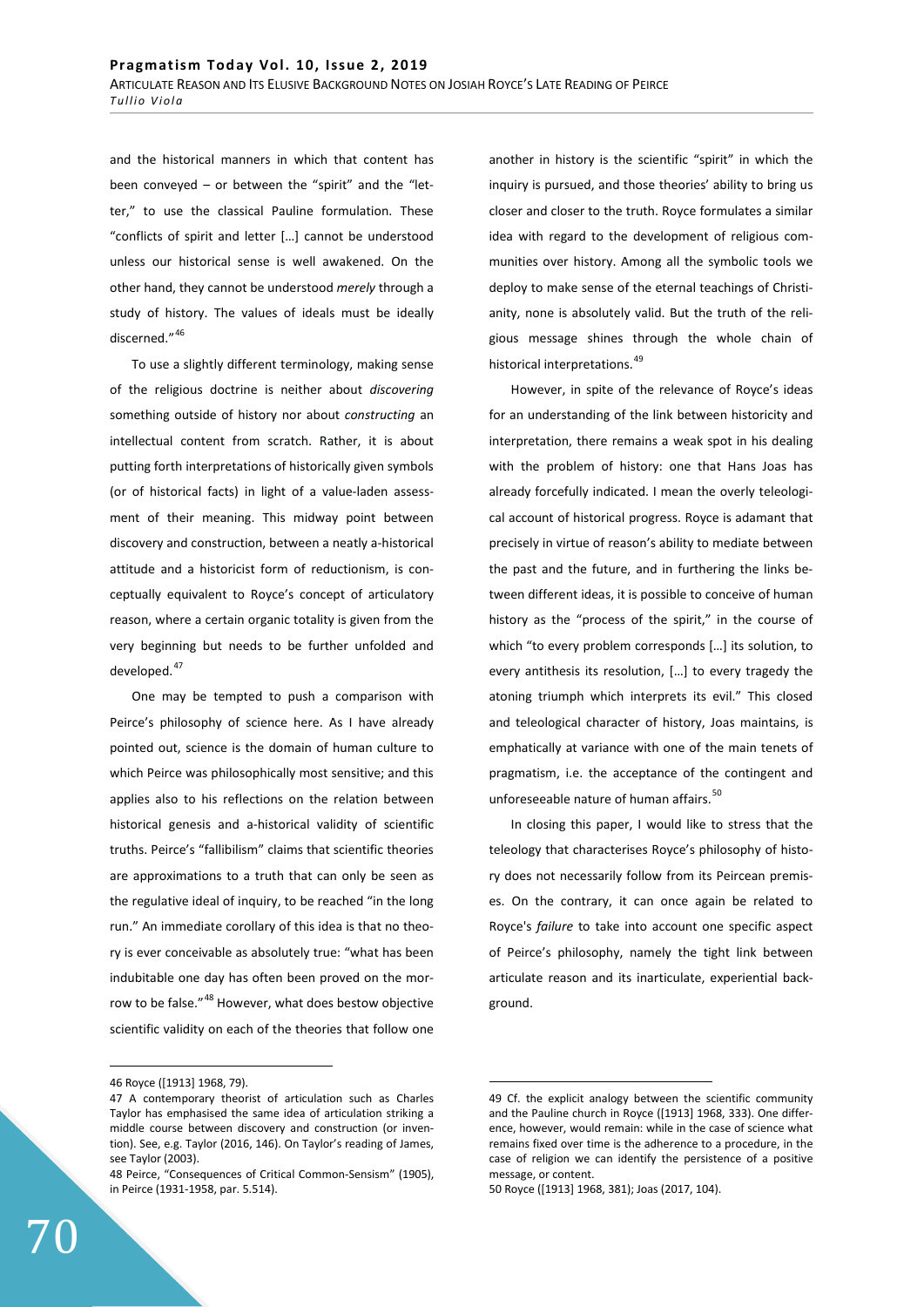and the historical manners in which that content has been conveyed – or between the "spirit" and the "letter," to use the classical Pauline formulation. These "conflicts of spirit and letter […] cannot be understood unless our historical sense is well awakened. On the other hand, they cannot be understood *merely* through a study of history. The values of ideals must be ideally discerned."[46]

To use a slightly different terminology, making sense of the religious doctrine is neither about *discovering* something outside of history nor about *constructing* an intellectual content from scratch. Rather, it is about putting forth interpretations of historically given symbols (or of historical facts) in light of a value-laden assessment of their meaning. This midway point between discovery and construction, between a neatly a-historical attitude and a historicist form of reductionism, is conceptually equivalent to Royce's concept of articulatory reason, where a certain organic totality is given from the very beginning but needs to be further unfolded and developed.[47]

One may be tempted to push a comparison with Peirce's philosophy of science here. As I have already pointed out, science is the domain of human culture to which Peirce was philosophically most sensitive; and this applies also to his reflections on the relation between historical genesis and a-historical validity of scientific truths. Peirce's "fallibilism" claims that scientific theories are approximations to a truth that can only be seen as the regulative ideal of inquiry, to be reached "in the long run." An immediate corollary of this idea is that no theory is ever conceivable as absolutely true: "what has been indubitable one day has often been proved on the morrow to be false."[48] However, what does bestow objective scientific validity on each of the theories that follow one another in history is the scientific "spirit" in which the inquiry is pursued, and those theories' ability to bring us closer and closer to the truth. Royce formulates a similar idea with regard to the development of religious communities over history. Among all the symbolic tools we deploy to make sense of the eternal teachings of Christianity, none is absolutely valid. But the truth of the religious message shines through the whole chain of historical interpretations.[49]

However, in spite of the relevance of Royce's ideas for an understanding of the link between historicity and interpretation, there remains a weak spot in his dealing with the problem of history: one that Hans Joas has already forcefully indicated. I mean the overly teleological account of historical progress. Royce is adamant that precisely in virtue of reason's ability to mediate between the past and the future, and in furthering the links between different ideas, it is possible to conceive of human history as the "process of the spirit," in the course of which "to every problem corresponds […] its solution, to every antithesis its resolution, […] to every tragedy the atoning triumph which interprets its evil." This closed and teleological character of history, Joas maintains, is emphatically at variance with one of the main tenets of pragmatism, i.e. the acceptance of the contingent and unforeseeable nature of human affairs.[50]

In closing this paper, I would like to stress that the teleology that characterises Royce's philosophy of history does not necessarily follow from its Peircean premises. On the contrary, it can once again be related to Royce's *failure* to take into account one specific aspect of Peirce's philosophy, namely the tight link between articulate reason and its inarticulate, experiential background.

---

46 Royce ([1913] 1968, 79).

47 A contemporary theorist of articulation such as Charles Taylor has emphasised the same idea of articulation striking a middle course between discovery and construction (or invention). See, e.g. Taylor (2016, 146). On Taylor's reading of James, see Taylor (2003).

48 Peirce, "Consequences of Critical Common-Sensism" (1905), in Peirce (1931-1958, par. 5.514).

49 Cf. the explicit analogy between the scientific community and the Pauline church in Royce ([1913] 1968, 333). One difference, however, would remain: while in the case of science what remains fixed over time is the adherence to a procedure, in the case of religion we can identify the persistence of a positive message, or content.

50 Royce ([1913] 1968, 381); Joas (2017, 104).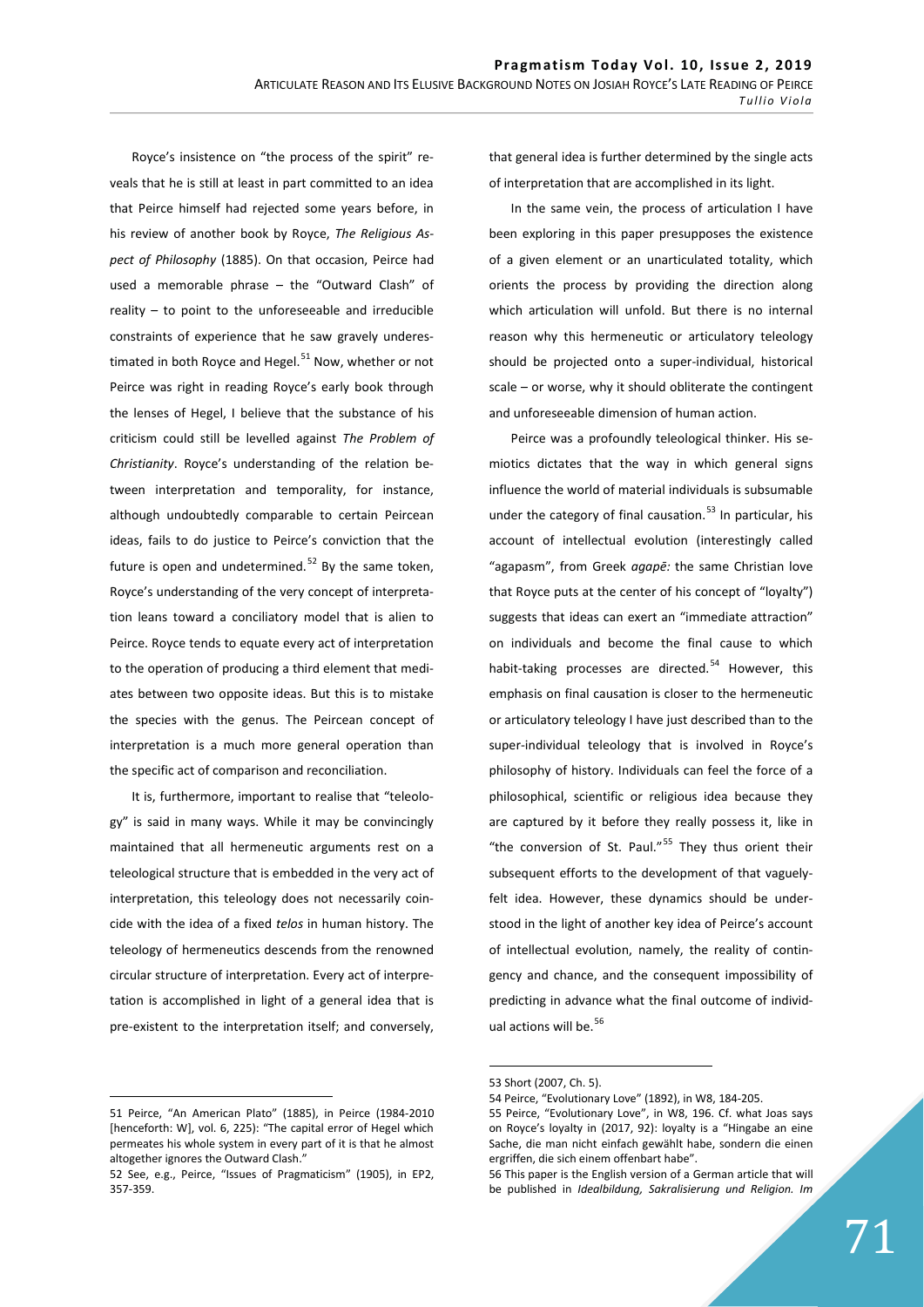Royce's insistence on "the process of the spirit" reveals that he is still at least in part committed to an idea that Peirce himself had rejected some years before, in his review of another book by Royce, *The Religious Aspect of Philosophy* (1885). On that occasion, Peirce had used a memorable phrase – the "Outward Clash" of reality – to point to the unforeseeable and irreducible constraints of experience that he saw gravely underestimated in both Royce and Hegel.[51] Now, whether or not Peirce was right in reading Royce's early book through the lenses of Hegel, I believe that the substance of his criticism could still be levelled against *The Problem of Christianity*. Royce's understanding of the relation between interpretation and temporality, for instance, although undoubtedly comparable to certain Peircean ideas, fails to do justice to Peirce's conviction that the future is open and undetermined.[52] By the same token, Royce's understanding of the very concept of interpretation leans toward a conciliatory model that is alien to Peirce. Royce tends to equate every act of interpretation to the operation of producing a third element that mediates between two opposite ideas. But this is to mistake the species with the genus. The Peircean concept of interpretation is a much more general operation than the specific act of comparison and reconciliation.

It is, furthermore, important to realise that "teleology" is said in many ways. While it may be convincingly maintained that all hermeneutic arguments rest on a teleological structure that is embedded in the very act of interpretation, this teleology does not necessarily coincide with the idea of a fixed *telos* in human history. The teleology of hermeneutics descends from the renowned circular structure of interpretation. Every act of interpretation is accomplished in light of a general idea that is pre-existent to the interpretation itself; and conversely, that general idea is further determined by the single acts of interpretation that are accomplished in its light.

In the same vein, the process of articulation I have been exploring in this paper presupposes the existence of a given element or an unarticulated totality, which orients the process by providing the direction along which articulation will unfold. But there is no internal reason why this hermeneutic or articulatory teleology should be projected onto a super-individual, historical scale – or worse, why it should obliterate the contingent and unforeseeable dimension of human action.

Peirce was a profoundly teleological thinker. His semiotics dictates that the way in which general signs influence the world of material individuals is subsumable under the category of final causation.[53] In particular, his account of intellectual evolution (interestingly called "agapasm", from Greek *agapē:* the same Christian love that Royce puts at the center of his concept of "loyalty") suggests that ideas can exert an "immediate attraction" on individuals and become the final cause to which habit-taking processes are directed.[54] However, this emphasis on final causation is closer to the hermeneutic or articulatory teleology I have just described than to the super-individual teleology that is involved in Royce's philosophy of history. Individuals can feel the force of a philosophical, scientific or religious idea because they are captured by it before they really possess it, like in "the conversion of St. Paul."[55] They thus orient their subsequent efforts to the development of that vaguely-felt idea. However, these dynamics should be understood in the light of another key idea of Peirce's account of intellectual evolution, namely, the reality of contingency and chance, and the consequent impossibility of predicting in advance what the final outcome of individual actions will be.[56]

---

51 Peirce, "An American Plato" (1885), in Peirce (1984-2010 [henceforth: W], vol. 6, 225): "The capital error of Hegel which permeates his whole system in every part of it is that he almost altogether ignores the Outward Clash."

52 See, e.g., Peirce, "Issues of Pragmaticism" (1905), in EP2, 357-359.

53 Short (2007, Ch. 5).

54 Peirce, "Evolutionary Love" (1892), in W8, 184-205.

55 Peirce, "Evolutionary Love", in W8, 196. Cf. what Joas says on Royce's loyalty in (2017, 92): loyalty is a "Hingabe an eine Sache, die man nicht einfach gewählt habe, sondern die einen ergriffen, die sich einem offenbart habe".

56 This paper is the English version of a German article that will be published in *Idealbildung, Sakralisierung und Religion. Im*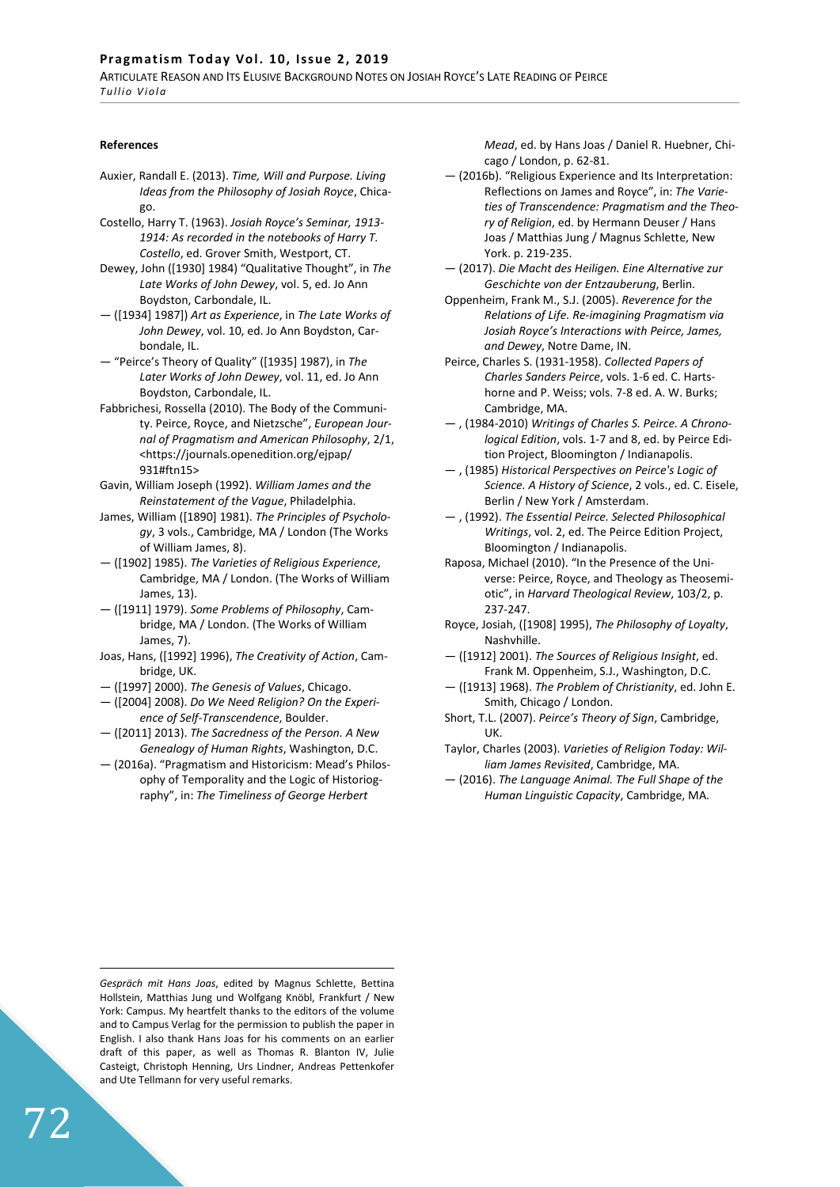**References**

Auxier, Randall E. (2013). *Time, Will and Purpose. Living Ideas from the Philosophy of Josiah Royce*, Chicago.

Costello, Harry T. (1963). *Josiah Royce's Seminar, 1913-1914: As recorded in the notebooks of Harry T. Costello*, ed. Grover Smith, Westport, CT.

Dewey, John ([1930] 1984) "Qualitative Thought", in *The Late Works of John Dewey*, vol. 5, ed. Jo Ann Boydston, Carbondale, IL.

— ([1934] 1987]) *Art as Experience*, in *The Late Works of John Dewey*, vol. 10, ed. Jo Ann Boydston, Carbondale, IL.

— "Peirce's Theory of Quality" ([1935] 1987), in *The Later Works of John Dewey*, vol. 11, ed. Jo Ann Boydston, Carbondale, IL.

Fabbrichesi, Rossella (2010). The Body of the Community. Peirce, Royce, and Nietzsche", *European Journal of Pragmatism and American Philosophy*, 2/1, <https://journals.openedition.org/ejpap/931#ftn15>

Gavin, William Joseph (1992). *William James and the Reinstatement of the Vague*, Philadelphia.

James, William ([1890] 1981). *The Principles of Psychology*, 3 vols., Cambridge, MA / London (The Works of William James, 8).

— ([1902] 1985). *The Varieties of Religious Experience*, Cambridge, MA / London. (The Works of William James, 13).

— ([1911] 1979). *Some Problems of Philosophy*, Cambridge, MA / London. (The Works of William James, 7).

Joas, Hans, ([1992] 1996), *The Creativity of Action*, Cambridge, UK.

— ([1997] 2000). *The Genesis of Values*, Chicago.

— ([2004] 2008). *Do We Need Religion? On the Experience of Self-Transcendence*, Boulder.

— ([2011] 2013). *The Sacredness of the Person. A New Genealogy of Human Rights*, Washington, D.C.

— (2016a). "Pragmatism and Historicism: Mead's Philosophy of Temporality and the Logic of Historiography", in: *The Timeliness of George Herbert Mead*, ed. by Hans Joas / Daniel R. Huebner, Chicago / London, p. 62-81.

— (2016b). "Religious Experience and Its Interpretation: Reflections on James and Royce", in: *The Varieties of Transcendence: Pragmatism and the Theory of Religion*, ed. by Hermann Deuser / Hans Joas / Matthias Jung / Magnus Schlette, New York. p. 219-235.

— (2017). *Die Macht des Heiligen. Eine Alternative zur Geschichte von der Entzauberung*, Berlin.

Oppenheim, Frank M., S.J. (2005). *Reverence for the Relations of Life. Re-imagining Pragmatism via Josiah Royce's Interactions with Peirce, James, and Dewey*, Notre Dame, IN.

Peirce, Charles S. (1931-1958). *Collected Papers of Charles Sanders Peirce*, vols. 1-6 ed. C. Hartshorne and P. Weiss; vols. 7-8 ed. A. W. Burks; Cambridge, MA.

— , (1984-2010) *Writings of Charles S. Peirce. A Chronological Edition*, vols. 1-7 and 8, ed. by Peirce Edition Project, Bloomington / Indianapolis.

— , (1985) *Historical Perspectives on Peirce's Logic of Science. A History of Science*, 2 vols., ed. C. Eisele, Berlin / New York / Amsterdam.

— , (1992). *The Essential Peirce. Selected Philosophical Writings*, vol. 2, ed. The Peirce Edition Project, Bloomington / Indianapolis.

Raposa, Michael (2010). "In the Presence of the Universe: Peirce, Royce, and Theology as Theosemiotic", in *Harvard Theological Review*, 103/2, p. 237-247.

Royce, Josiah, ([1908] 1995), *The Philosophy of Loyalty*, Nashvhille.

— ([1912] 2001). *The Sources of Religious Insight*, ed. Frank M. Oppenheim, S.J., Washington, D.C.

— ([1913] 1968). *The Problem of Christianity*, ed. John E. Smith, Chicago / London.

Short, T.L. (2007). *Peirce's Theory of Sign*, Cambridge, UK.

Taylor, Charles (2003). *Varieties of Religion Today: William James Revisited*, Cambridge, MA.

— (2016). *The Language Animal. The Full Shape of the Human Linguistic Capacity*, Cambridge, MA.

---

*Gespräch mit Hans Joas*, edited by Magnus Schlette, Bettina Hollstein, Matthias Jung und Wolfgang Knöbl, Frankfurt / New York: Campus. My heartfelt thanks to the editors of the volume and to Campus Verlag for the permission to publish the paper in English. I also thank Hans Joas for his comments on an earlier draft of this paper, as well as Thomas R. Blanton IV, Julie Casteigt, Christoph Henning, Urs Lindner, Andreas Pettenkofer and Ute Tellmann for very useful remarks.